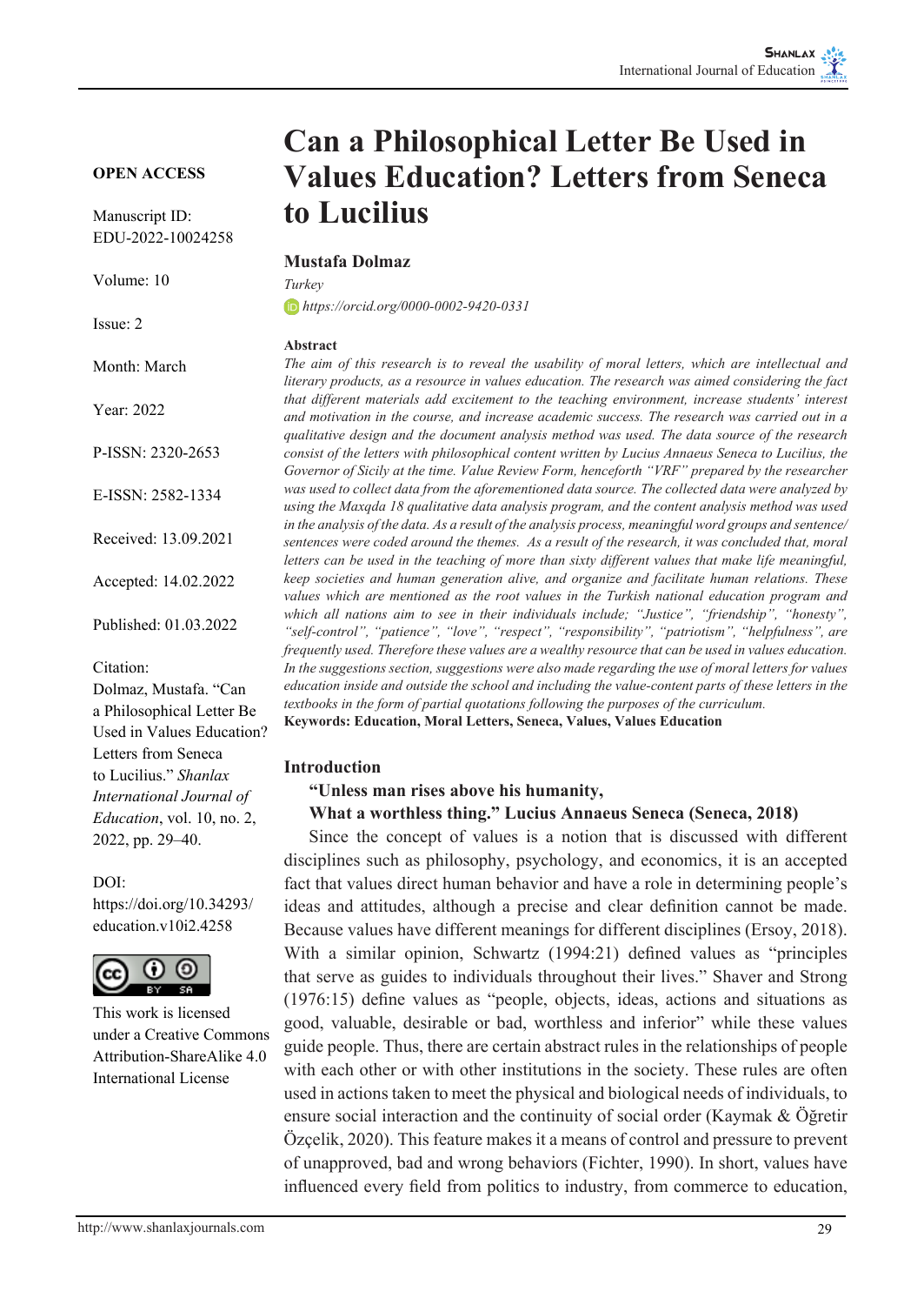OPEN ACCESS

Manuscript ID: EDU-2022-10024258

Volume: 10

Issue: 2

Month: March

Year: 2022

P-ISSN: 2320-2653

E-ISSN: 2582-1334

Received: 13.09.2021

Accepted: 14.02.2022

Published: 01.03.2022

Citation:
Dolmaz, Mustafa. "Can a Philosophical Letter Be Used in Values Education? Letters from Seneca to Lucilius." *Shanlax International Journal of Education*, vol. 10, no. 2, 2022, pp. 29–40.

DOI:
https://doi.org/10.34293/education.v10i2.4258

This work is licensed under a Creative Commons Attribution-ShareAlike 4.0 International License

# Can a Philosophical Letter Be Used in Values Education? Letters from Seneca to Lucilius

**Mustafa Dolmaz**

*Turkey*

*https://orcid.org/0000-0002-9420-0331*

### Abstract

*The aim of this research is to reveal the usability of moral letters, which are intellectual and literary products, as a resource in values education. The research was aimed considering the fact that different materials add excitement to the teaching environment, increase students' interest and motivation in the course, and increase academic success. The research was carried out in a qualitative design and the document analysis method was used. The data source of the research consist of the letters with philosophical content written by Lucius Annaeus Seneca to Lucilius, the Governor of Sicily at the time. Value Review Form, henceforth "VRF" prepared by the researcher was used to collect data from the aforementioned data source. The collected data were analyzed by using the Maxqda 18 qualitative data analysis program, and the content analysis method was used in the analysis of the data. As a result of the analysis process, meaningful word groups and sentence/sentences were coded around the themes. As a result of the research, it was concluded that, moral letters can be used in the teaching of more than sixty different values that make life meaningful, keep societies and human generation alive, and organize and facilitate human relations. These values which are mentioned as the root values in the Turkish national education program and which all nations aim to see in their individuals include; "Justice", "friendship", "honesty", "self-control", "patience", "love", "respect", "responsibility", "patriotism", "helpfulness", are frequently used. Therefore these values are a wealthy resource that can be used in values education. In the suggestions section, suggestions were also made regarding the use of moral letters for values education inside and outside the school and including the value-content parts of these letters in the textbooks in the form of partial quotations following the purposes of the curriculum.*

**Keywords: Education, Moral Letters, Seneca, Values, Values Education**

## Introduction

**"Unless man rises above his humanity,
What a worthless thing." Lucius Annaeus Seneca (Seneca, 2018)**

Since the concept of values is a notion that is discussed with different disciplines such as philosophy, psychology, and economics, it is an accepted fact that values direct human behavior and have a role in determining people's ideas and attitudes, although a precise and clear definition cannot be made. Because values have different meanings for different disciplines (Ersoy, 2018). With a similar opinion, Schwartz (1994:21) defined values as "principles that serve as guides to individuals throughout their lives." Shaver and Strong (1976:15) define values as "people, objects, ideas, actions and situations as good, valuable, desirable or bad, worthless and inferior" while these values guide people. Thus, there are certain abstract rules in the relationships of people with each other or with other institutions in the society. These rules are often used in actions taken to meet the physical and biological needs of individuals, to ensure social interaction and the continuity of social order (Kaymak & Öğretir Özçelik, 2020). This feature makes it a means of control and pressure to prevent of unapproved, bad and wrong behaviors (Fichter, 1990). In short, values have influenced every field from politics to industry, from commerce to education,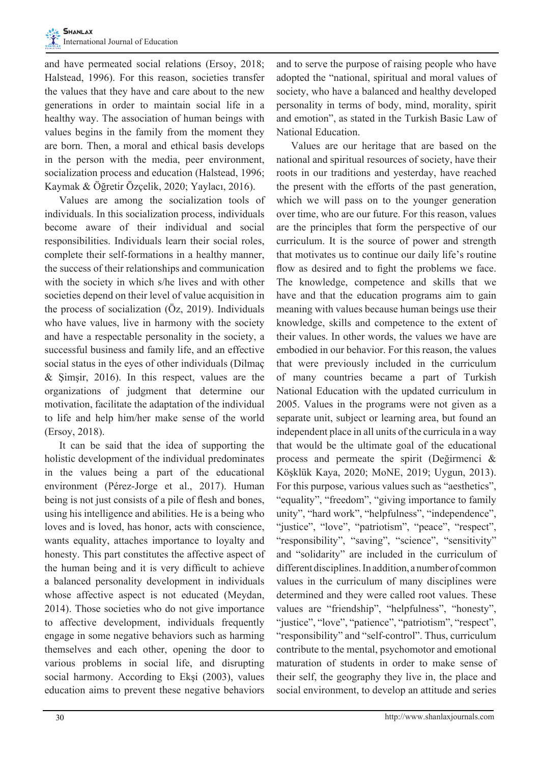and have permeated social relations (Ersoy, 2018; Halstead, 1996). For this reason, societies transfer the values that they have and care about to the new generations in order to maintain social life in a healthy way. The association of human beings with values begins in the family from the moment they are born. Then, a moral and ethical basis develops in the person with the media, peer environment, socialization process and education (Halstead, 1996; Kaymak & Öğretir Özçelik, 2020; Yaylacı, 2016).

Values are among the socialization tools of individuals. In this socialization process, individuals become aware of their individual and social responsibilities. Individuals learn their social roles, complete their self-formations in a healthy manner, the success of their relationships and communication with the society in which s/he lives and with other societies depend on their level of value acquisition in the process of socialization (Öz, 2019). Individuals who have values, live in harmony with the society and have a respectable personality in the society, a successful business and family life, and an effective social status in the eyes of other individuals (Dilmaç & Şimşir, 2016). In this respect, values are the organizations of judgment that determine our motivation, facilitate the adaptation of the individual to life and help him/her make sense of the world (Ersoy, 2018).

It can be said that the idea of supporting the holistic development of the individual predominates in the values being a part of the educational environment (Pérez-Jorge et al., 2017). Human being is not just consists of a pile of flesh and bones, using his intelligence and abilities. He is a being who loves and is loved, has honor, acts with conscience, wants equality, attaches importance to loyalty and honesty. This part constitutes the affective aspect of the human being and it is very difficult to achieve a balanced personality development in individuals whose affective aspect is not educated (Meydan, 2014). Those societies who do not give importance to affective development, individuals frequently engage in some negative behaviors such as harming themselves and each other, opening the door to various problems in social life, and disrupting social harmony. According to Ekşi (2003), values education aims to prevent these negative behaviors and to serve the purpose of raising people who have adopted the "national, spiritual and moral values of society, who have a balanced and healthy developed personality in terms of body, mind, morality, spirit and emotion", as stated in the Turkish Basic Law of National Education.

Values are our heritage that are based on the national and spiritual resources of society, have their roots in our traditions and yesterday, have reached the present with the efforts of the past generation, which we will pass on to the younger generation over time, who are our future. For this reason, values are the principles that form the perspective of our curriculum. It is the source of power and strength that motivates us to continue our daily life's routine flow as desired and to fight the problems we face. The knowledge, competence and skills that we have and that the education programs aim to gain meaning with values because human beings use their knowledge, skills and competence to the extent of their values. In other words, the values we have are embodied in our behavior. For this reason, the values that were previously included in the curriculum of many countries became a part of Turkish National Education with the updated curriculum in 2005. Values in the programs were not given as a separate unit, subject or learning area, but found an independent place in all units of the curricula in a way that would be the ultimate goal of the educational process and permeate the spirit (Değirmenci & Köşklük Kaya, 2020; MoNE, 2019; Uygun, 2013). For this purpose, various values such as "aesthetics", "equality", "freedom", "giving importance to family unity", "hard work", "helpfulness", "independence", "justice", "love", "patriotism", "peace", "respect", "responsibility", "saving", "science", "sensitivity" and "solidarity" are included in the curriculum of different disciplines. In addition, a number of common values in the curriculum of many disciplines were determined and they were called root values. These values are "friendship", "helpfulness", "honesty", "justice", "love", "patience", "patriotism", "respect", "responsibility" and "self-control". Thus, curriculum contribute to the mental, psychomotor and emotional maturation of students in order to make sense of their self, the geography they live in, the place and social environment, to develop an attitude and series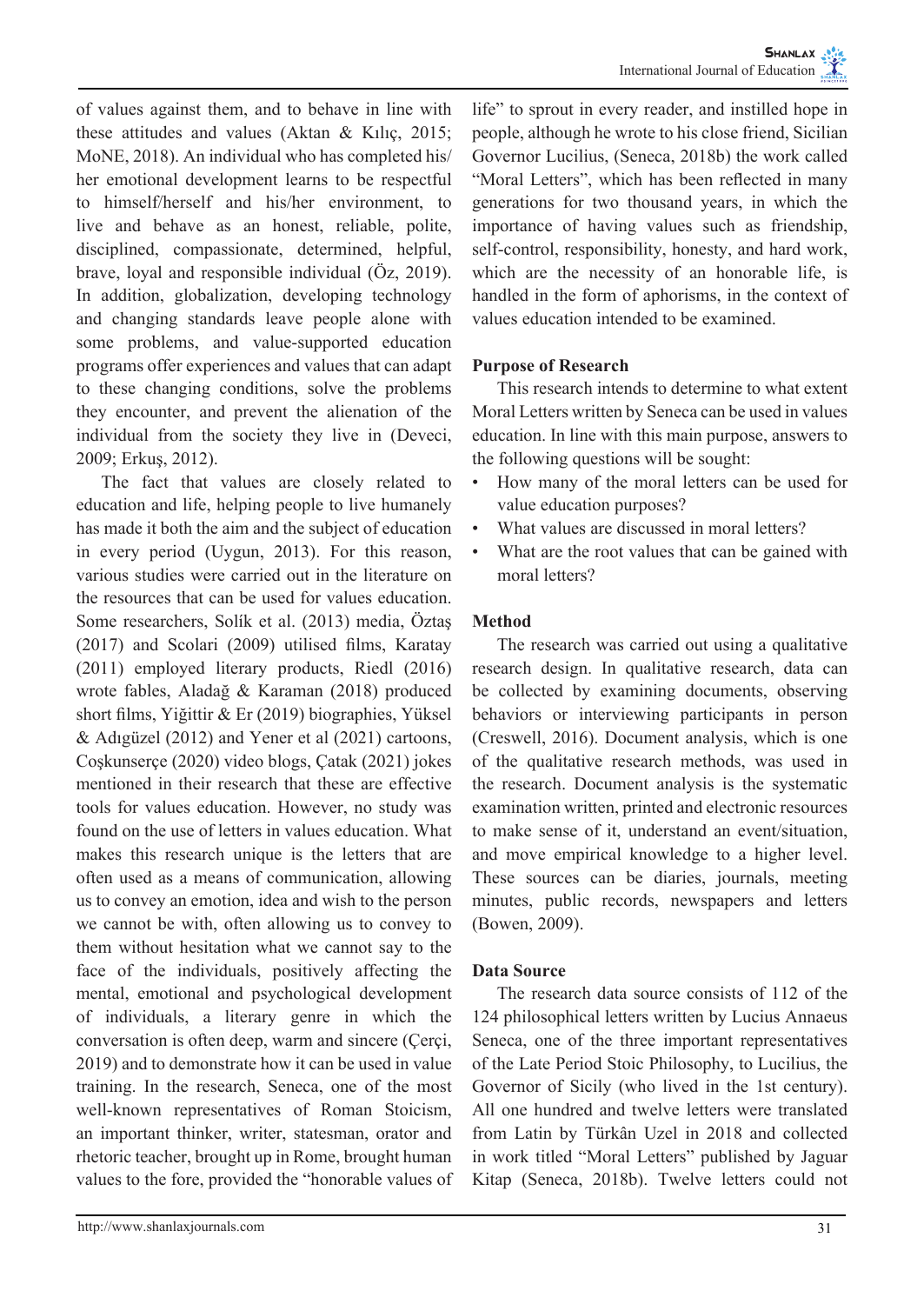of values against them, and to behave in line with these attitudes and values (Aktan & Kılıç, 2015; MoNE, 2018). An individual who has completed his/her emotional development learns to be respectful to himself/herself and his/her environment, to live and behave as an honest, reliable, polite, disciplined, compassionate, determined, helpful, brave, loyal and responsible individual (Öz, 2019). In addition, globalization, developing technology and changing standards leave people alone with some problems, and value-supported education programs offer experiences and values that can adapt to these changing conditions, solve the problems they encounter, and prevent the alienation of the individual from the society they live in (Deveci, 2009; Erkuş, 2012).

The fact that values are closely related to education and life, helping people to live humanely has made it both the aim and the subject of education in every period (Uygun, 2013). For this reason, various studies were carried out in the literature on the resources that can be used for values education. Some researchers, Solík et al. (2013) media, Öztaş (2017) and Scolari (2009) utilised films, Karatay (2011) employed literary products, Riedl (2016) wrote fables, Aladağ & Karaman (2018) produced short films, Yiğittir & Er (2019) biographies, Yüksel & Adıgüzel (2012) and Yener et al (2021) cartoons, Coşkunserçe (2020) video blogs, Çatak (2021) jokes mentioned in their research that these are effective tools for values education. However, no study was found on the use of letters in values education. What makes this research unique is the letters that are often used as a means of communication, allowing us to convey an emotion, idea and wish to the person we cannot be with, often allowing us to convey to them without hesitation what we cannot say to the face of the individuals, positively affecting the mental, emotional and psychological development of individuals, a literary genre in which the conversation is often deep, warm and sincere (Çerçi, 2019) and to demonstrate how it can be used in value training. In the research, Seneca, one of the most well-known representatives of Roman Stoicism, an important thinker, writer, statesman, orator and rhetoric teacher, brought up in Rome, brought human values to the fore, provided the "honorable values of life" to sprout in every reader, and instilled hope in people, although he wrote to his close friend, Sicilian Governor Lucilius, (Seneca, 2018b) the work called "Moral Letters", which has been reflected in many generations for two thousand years, in which the importance of having values such as friendship, self-control, responsibility, honesty, and hard work, which are the necessity of an honorable life, is handled in the form of aphorisms, in the context of values education intended to be examined.

## Purpose of Research

This research intends to determine to what extent Moral Letters written by Seneca can be used in values education. In line with this main purpose, answers to the following questions will be sought:

- How many of the moral letters can be used for value education purposes?
- What values are discussed in moral letters?
- What are the root values that can be gained with moral letters?

## Method

The research was carried out using a qualitative research design. In qualitative research, data can be collected by examining documents, observing behaviors or interviewing participants in person (Creswell, 2016). Document analysis, which is one of the qualitative research methods, was used in the research. Document analysis is the systematic examination written, printed and electronic resources to make sense of it, understand an event/situation, and move empirical knowledge to a higher level. These sources can be diaries, journals, meeting minutes, public records, newspapers and letters (Bowen, 2009).

## Data Source

The research data source consists of 112 of the 124 philosophical letters written by Lucius Annaeus Seneca, one of the three important representatives of the Late Period Stoic Philosophy, to Lucilius, the Governor of Sicily (who lived in the 1st century). All one hundred and twelve letters were translated from Latin by Türkân Uzel in 2018 and collected in work titled "Moral Letters" published by Jaguar Kitap (Seneca, 2018b). Twelve letters could not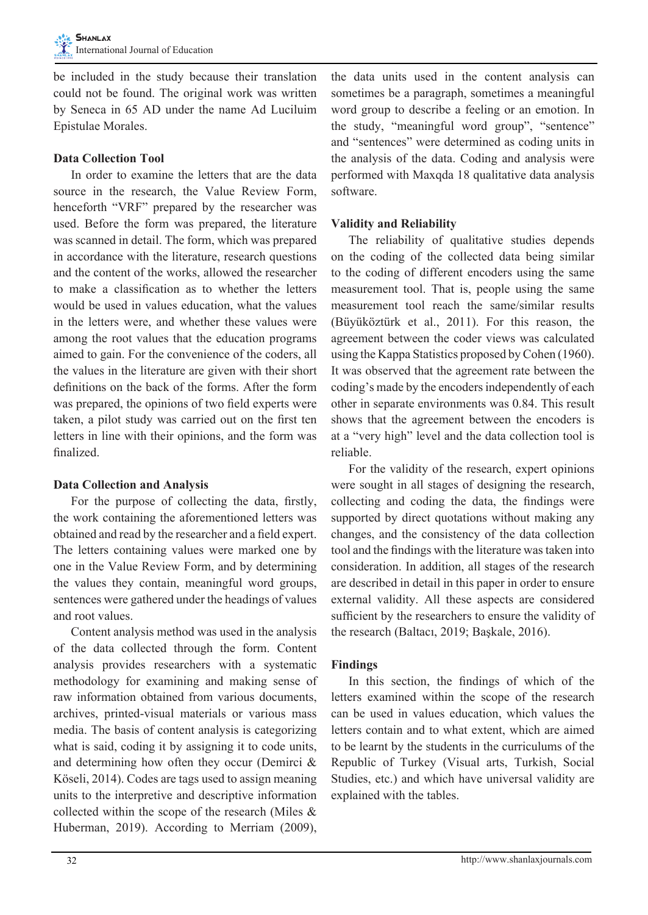be included in the study because their translation could not be found. The original work was written by Seneca in 65 AD under the name Ad Luciluim Epistulae Morales.

## Data Collection Tool

In order to examine the letters that are the data source in the research, the Value Review Form, henceforth "VRF" prepared by the researcher was used. Before the form was prepared, the literature was scanned in detail. The form, which was prepared in accordance with the literature, research questions and the content of the works, allowed the researcher to make a classification as to whether the letters would be used in values education, what the values in the letters were, and whether these values were among the root values that the education programs aimed to gain. For the convenience of the coders, all the values in the literature are given with their short definitions on the back of the forms. After the form was prepared, the opinions of two field experts were taken, a pilot study was carried out on the first ten letters in line with their opinions, and the form was finalized.

## Data Collection and Analysis

For the purpose of collecting the data, firstly, the work containing the aforementioned letters was obtained and read by the researcher and a field expert. The letters containing values were marked one by one in the Value Review Form, and by determining the values they contain, meaningful word groups, sentences were gathered under the headings of values and root values.

Content analysis method was used in the analysis of the data collected through the form. Content analysis provides researchers with a systematic methodology for examining and making sense of raw information obtained from various documents, archives, printed-visual materials or various mass media. The basis of content analysis is categorizing what is said, coding it by assigning it to code units, and determining how often they occur (Demirci & Köseli, 2014). Codes are tags used to assign meaning units to the interpretive and descriptive information collected within the scope of the research (Miles & Huberman, 2019). According to Merriam (2009), the data units used in the content analysis can sometimes be a paragraph, sometimes a meaningful word group to describe a feeling or an emotion. In the study, "meaningful word group", "sentence" and "sentences" were determined as coding units in the analysis of the data. Coding and analysis were performed with Maxqda 18 qualitative data analysis software.

## Validity and Reliability

The reliability of qualitative studies depends on the coding of the collected data being similar to the coding of different encoders using the same measurement tool. That is, people using the same measurement tool reach the same/similar results (Büyüköztürk et al., 2011). For this reason, the agreement between the coder views was calculated using the Kappa Statistics proposed by Cohen (1960). It was observed that the agreement rate between the coding's made by the encoders independently of each other in separate environments was 0.84. This result shows that the agreement between the encoders is at a "very high" level and the data collection tool is reliable.

For the validity of the research, expert opinions were sought in all stages of designing the research, collecting and coding the data, the findings were supported by direct quotations without making any changes, and the consistency of the data collection tool and the findings with the literature was taken into consideration. In addition, all stages of the research are described in detail in this paper in order to ensure external validity. All these aspects are considered sufficient by the researchers to ensure the validity of the research (Baltacı, 2019; Başkale, 2016).

## Findings

In this section, the findings of which of the letters examined within the scope of the research can be used in values education, which values the letters contain and to what extent, which are aimed to be learnt by the students in the curriculums of the Republic of Turkey (Visual arts, Turkish, Social Studies, etc.) and which have universal validity are explained with the tables.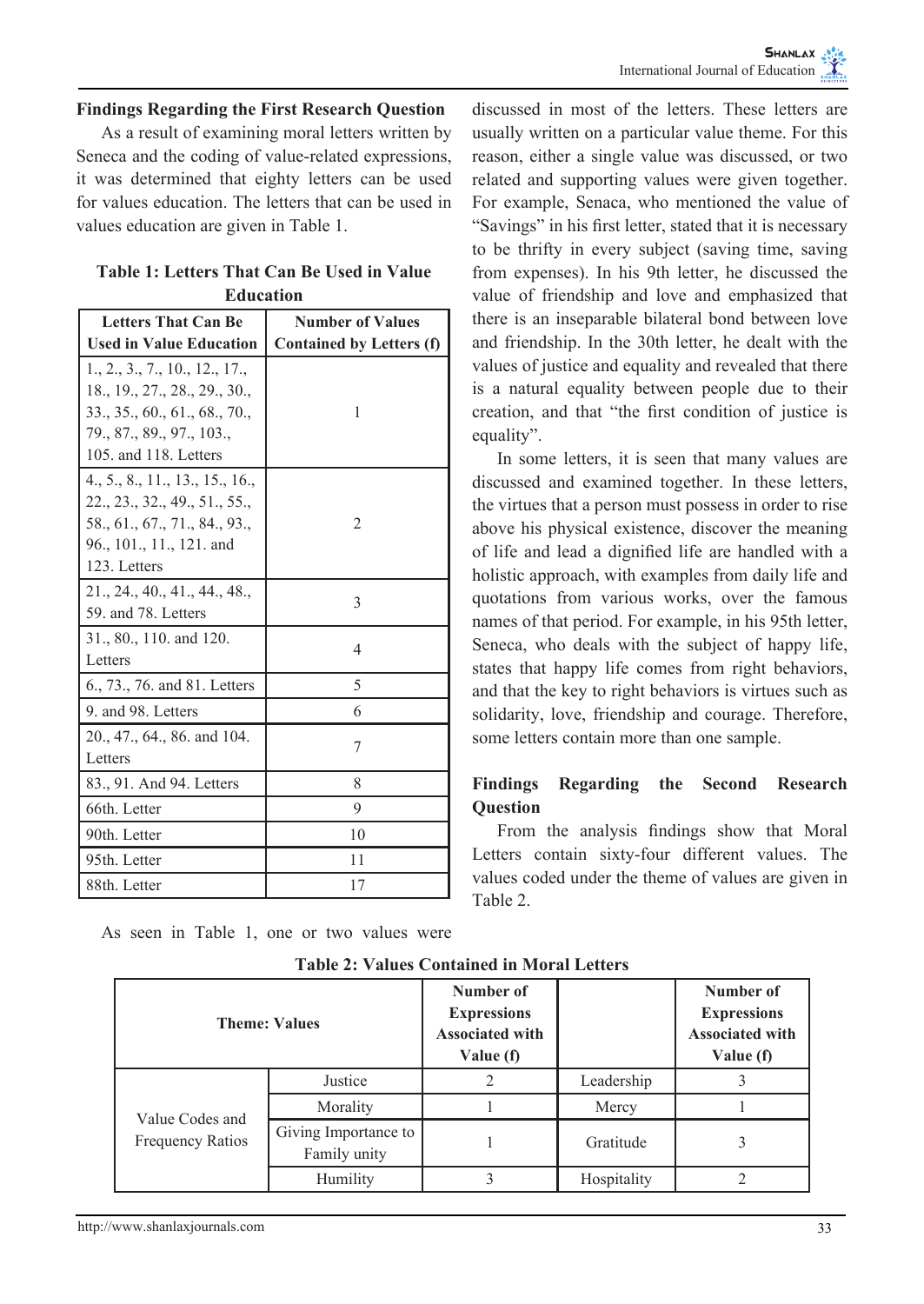## Findings Regarding the First Research Question

As a result of examining moral letters written by Seneca and the coding of value-related expressions, it was determined that eighty letters can be used for values education. The letters that can be used in values education are given in Table 1.

**Table 1: Letters That Can Be Used in Value Education**

| Letters That Can Be Used in Value Education | Number of Values Contained by Letters (f) |
|---|---|
| 1., 2., 3., 7., 10., 12., 17., 18., 19., 27., 28., 29., 30., 33., 35., 60., 61., 68., 70., 79., 87., 89., 97., 103., 105. and 118. Letters | 1 |
| 4., 5., 8., 11., 13., 15., 16., 22., 23., 32., 49., 51., 55., 58., 61., 67., 71., 84., 93., 96., 101., 11., 121. and 123. Letters | 2 |
| 21., 24., 40., 41., 44., 48., 59. and 78. Letters | 3 |
| 31., 80., 110. and 120. Letters | 4 |
| 6., 73., 76. and 81. Letters | 5 |
| 9. and 98. Letters | 6 |
| 20., 47., 64., 86. and 104. Letters | 7 |
| 83., 91. And 94. Letters | 8 |
| 66th. Letter | 9 |
| 90th. Letter | 10 |
| 95th. Letter | 11 |
| 88th. Letter | 17 |

As seen in Table 1, one or two values were discussed in most of the letters. These letters are usually written on a particular value theme. For this reason, either a single value was discussed, or two related and supporting values were given together. For example, Senaca, who mentioned the value of "Savings" in his first letter, stated that it is necessary to be thrifty in every subject (saving time, saving from expenses). In his 9th letter, he discussed the value of friendship and love and emphasized that there is an inseparable bilateral bond between love and friendship. In the 30th letter, he dealt with the values of justice and equality and revealed that there is a natural equality between people due to their creation, and that "the first condition of justice is equality".

In some letters, it is seen that many values are discussed and examined together. In these letters, the virtues that a person must possess in order to rise above his physical existence, discover the meaning of life and lead a dignified life are handled with a holistic approach, with examples from daily life and quotations from various works, over the famous names of that period. For example, in his 95th letter, Seneca, who deals with the subject of happy life, states that happy life comes from right behaviors, and that the key to right behaviors is virtues such as solidarity, love, friendship and courage. Therefore, some letters contain more than one sample.

## Findings Regarding the Second Research Question

From the analysis findings show that Moral Letters contain sixty-four different values. The values coded under the theme of values are given in Table 2.

**Table 2: Values Contained in Moral Letters**

| Theme: Values | | Number of Expressions Associated with Value (f) | | Number of Expressions Associated with Value (f) |
|---|---|---|---|---|
| Value Codes and Frequency Ratios | Justice | 2 | Leadership | 3 |
| | Morality | 1 | Mercy | 1 |
| | Giving Importance to Family unity | 1 | Gratitude | 3 |
| | Humility | 3 | Hospitality | 2 |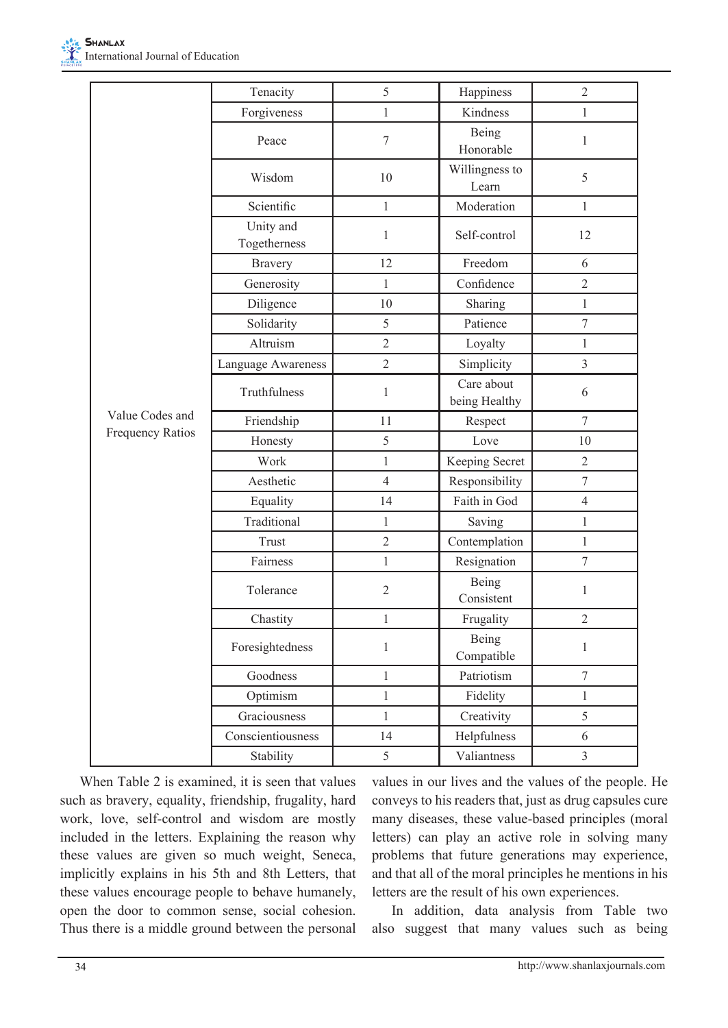| | | | | |
|---|---|---|---|---|
| Value Codes and Frequency Ratios | Tenacity | 5 | Happiness | 2 |
| | Forgiveness | 1 | Kindness | 1 |
| | Peace | 7 | Being Honorable | 1 |
| | Wisdom | 10 | Willingness to Learn | 5 |
| | Scientific | 1 | Moderation | 1 |
| | Unity and Togetherness | 1 | Self-control | 12 |
| | Bravery | 12 | Freedom | 6 |
| | Generosity | 1 | Confidence | 2 |
| | Diligence | 10 | Sharing | 1 |
| | Solidarity | 5 | Patience | 7 |
| | Altruism | 2 | Loyalty | 1 |
| | Language Awareness | 2 | Simplicity | 3 |
| | Truthfulness | 1 | Care about being Healthy | 6 |
| | Friendship | 11 | Respect | 7 |
| | Honesty | 5 | Love | 10 |
| | Work | 1 | Keeping Secret | 2 |
| | Aesthetic | 4 | Responsibility | 7 |
| | Equality | 14 | Faith in God | 4 |
| | Traditional | 1 | Saving | 1 |
| | Trust | 2 | Contemplation | 1 |
| | Fairness | 1 | Resignation | 7 |
| | Tolerance | 2 | Being Consistent | 1 |
| | Chastity | 1 | Frugality | 2 |
| | Foresightedness | 1 | Being Compatible | 1 |
| | Goodness | 1 | Patriotism | 7 |
| | Optimism | 1 | Fidelity | 1 |
| | Graciousness | 1 | Creativity | 5 |
| | Conscientiousness | 14 | Helpfulness | 6 |
| | Stability | 5 | Valiantness | 3 |

When Table 2 is examined, it is seen that values such as bravery, equality, friendship, frugality, hard work, love, self-control and wisdom are mostly included in the letters. Explaining the reason why these values are given so much weight, Seneca, implicitly explains in his 5th and 8th Letters, that these values encourage people to behave humanely, open the door to common sense, social cohesion. Thus there is a middle ground between the personal values in our lives and the values of the people. He conveys to his readers that, just as drug capsules cure many diseases, these value-based principles (moral letters) can play an active role in solving many problems that future generations may experience, and that all of the moral principles he mentions in his letters are the result of his own experiences.

In addition, data analysis from Table two also suggest that many values such as being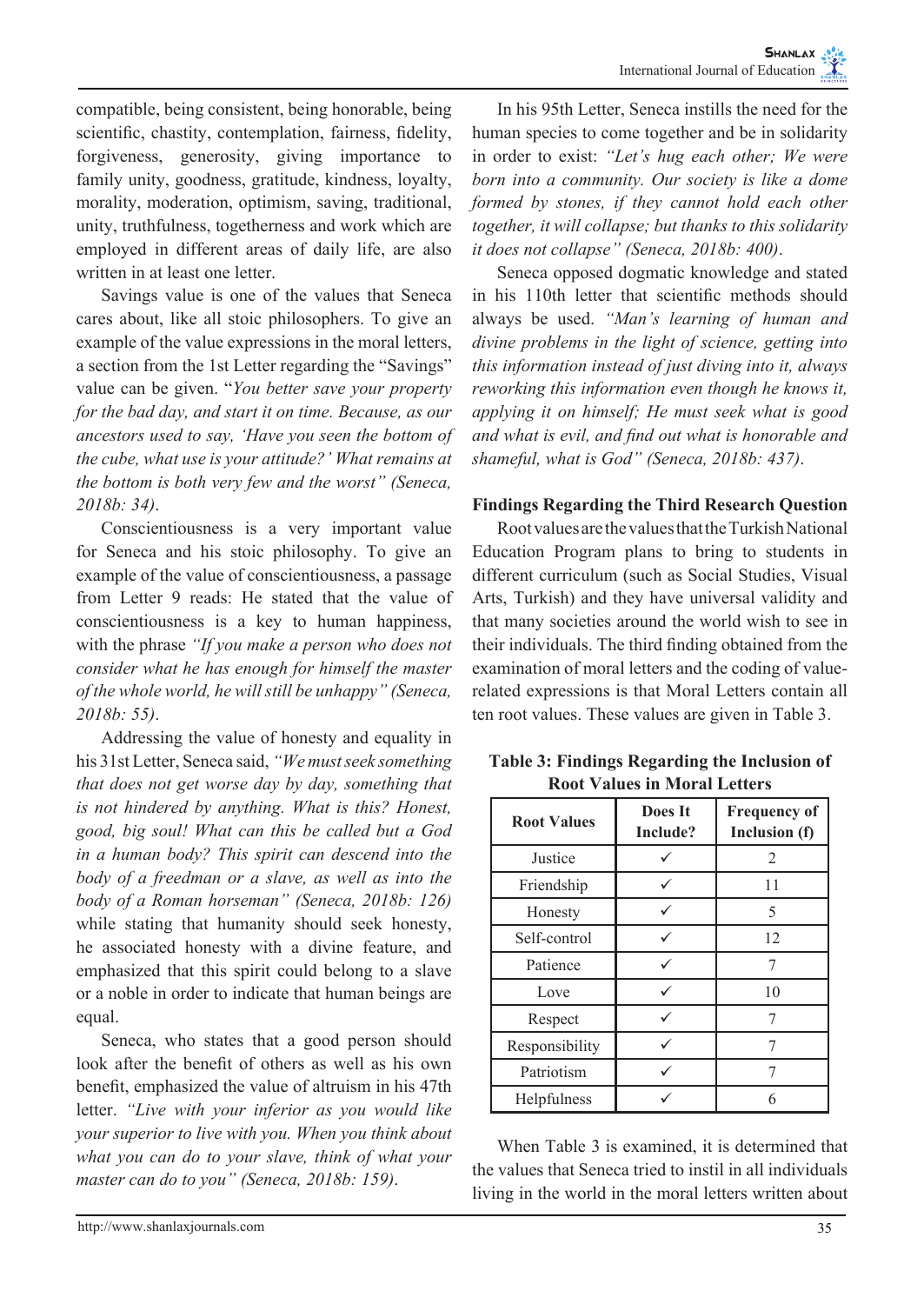compatible, being consistent, being honorable, being scientific, chastity, contemplation, fairness, fidelity, forgiveness, generosity, giving importance to family unity, goodness, gratitude, kindness, loyalty, morality, moderation, optimism, saving, traditional, unity, truthfulness, togetherness and work which are employed in different areas of daily life, are also written in at least one letter.

Savings value is one of the values that Seneca cares about, like all stoic philosophers. To give an example of the value expressions in the moral letters, a section from the 1st Letter regarding the "Savings" value can be given. "*You better save your property for the bad day, and start it on time. Because, as our ancestors used to say, 'Have you seen the bottom of the cube, what use is your attitude?' What remains at the bottom is both very few and the worst" (Seneca, 2018b: 34).*

Conscientiousness is a very important value for Seneca and his stoic philosophy. To give an example of the value of conscientiousness, a passage from Letter 9 reads: He stated that the value of conscientiousness is a key to human happiness, with the phrase *"If you make a person who does not consider what he has enough for himself the master of the whole world, he will still be unhappy" (Seneca, 2018b: 55).*

Addressing the value of honesty and equality in his 31st Letter, Seneca said, *"We must seek something that does not get worse day by day, something that is not hindered by anything. What is this? Honest, good, big soul! What can this be called but a God in a human body? This spirit can descend into the body of a freedman or a slave, as well as into the body of a Roman horseman" (Seneca, 2018b: 126)* while stating that humanity should seek honesty, he associated honesty with a divine feature, and emphasized that this spirit could belong to a slave or a noble in order to indicate that human beings are equal.

Seneca, who states that a good person should look after the benefit of others as well as his own benefit, emphasized the value of altruism in his 47th letter. *"Live with your inferior as you would like your superior to live with you. When you think about what you can do to your slave, think of what your master can do to you" (Seneca, 2018b: 159).*

In his 95th Letter, Seneca instills the need for the human species to come together and be in solidarity in order to exist: *"Let's hug each other; We were born into a community. Our society is like a dome formed by stones, if they cannot hold each other together, it will collapse; but thanks to this solidarity it does not collapse" (Seneca, 2018b: 400).*

Seneca opposed dogmatic knowledge and stated in his 110th letter that scientific methods should always be used. *"Man's learning of human and divine problems in the light of science, getting into this information instead of just diving into it, always reworking this information even though he knows it, applying it on himself; He must seek what is good and what is evil, and find out what is honorable and shameful, what is God" (Seneca, 2018b: 437).*

**Findings Regarding the Third Research Question**

Root values are the values that the Turkish National Education Program plans to bring to students in different curriculum (such as Social Studies, Visual Arts, Turkish) and they have universal validity and that many societies around the world wish to see in their individuals. The third finding obtained from the examination of moral letters and the coding of value-related expressions is that Moral Letters contain all ten root values. These values are given in Table 3.

**Table 3: Findings Regarding the Inclusion of Root Values in Moral Letters**

| Root Values | Does It Include? | Frequency of Inclusion (f) |
|---|---|---|
| Justice | ✓ | 2 |
| Friendship | ✓ | 11 |
| Honesty | ✓ | 5 |
| Self-control | ✓ | 12 |
| Patience | ✓ | 7 |
| Love | ✓ | 10 |
| Respect | ✓ | 7 |
| Responsibility | ✓ | 7 |
| Patriotism | ✓ | 7 |
| Helpfulness | ✓ | 6 |

When Table 3 is examined, it is determined that the values that Seneca tried to instil in all individuals living in the world in the moral letters written about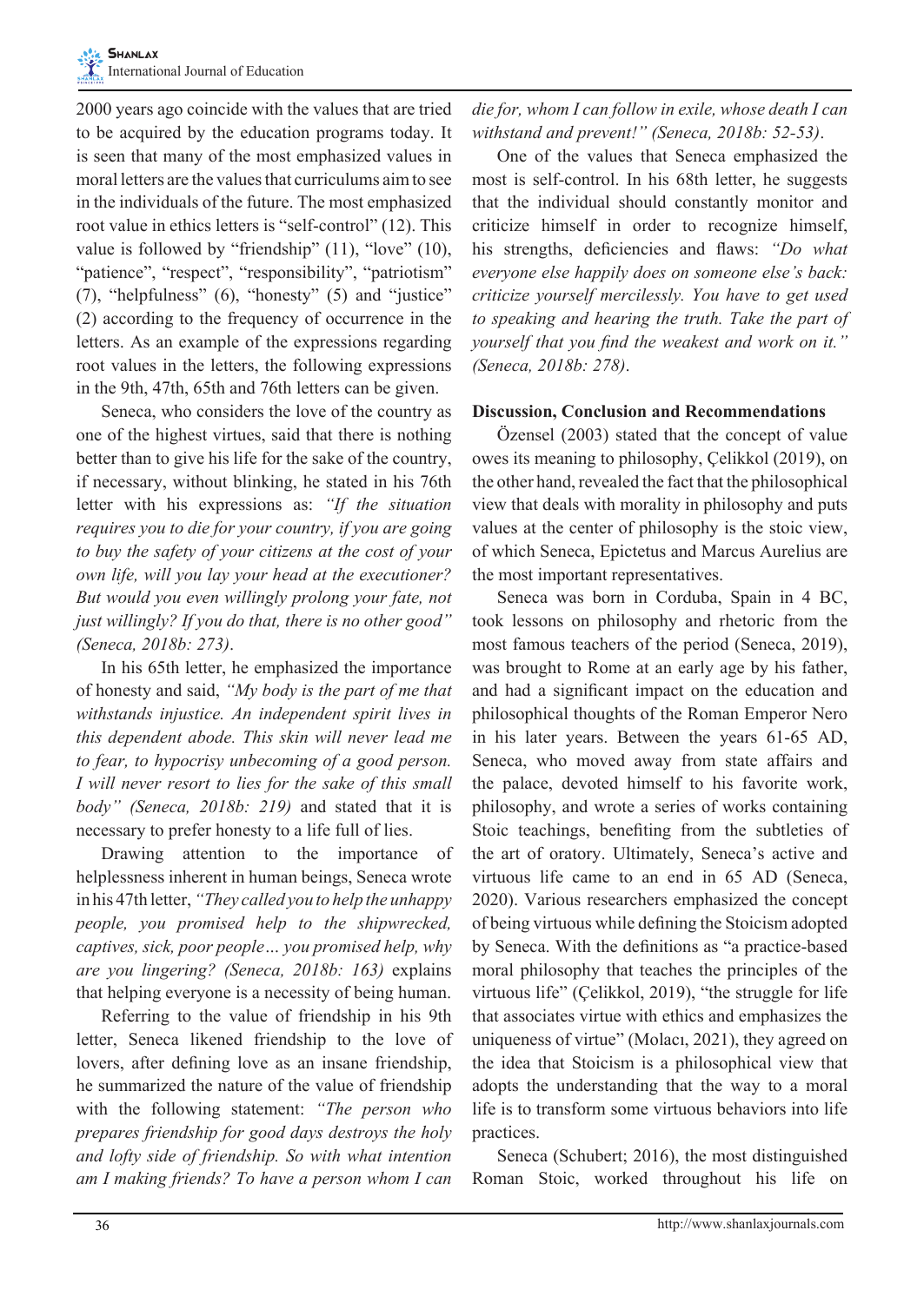2000 years ago coincide with the values that are tried to be acquired by the education programs today. It is seen that many of the most emphasized values in moral letters are the values that curriculums aim to see in the individuals of the future. The most emphasized root value in ethics letters is "self-control" (12). This value is followed by "friendship" (11), "love" (10), "patience", "respect", "responsibility", "patriotism" (7), "helpfulness" (6), "honesty" (5) and "justice" (2) according to the frequency of occurrence in the letters. As an example of the expressions regarding root values in the letters, the following expressions in the 9th, 47th, 65th and 76th letters can be given.

Seneca, who considers the love of the country as one of the highest virtues, said that there is nothing better than to give his life for the sake of the country, if necessary, without blinking, he stated in his 76th letter with his expressions as: *"If the situation requires you to die for your country, if you are going to buy the safety of your citizens at the cost of your own life, will you lay your head at the executioner? But would you even willingly prolong your fate, not just willingly? If you do that, there is no other good" (Seneca, 2018b: 273)*.

In his 65th letter, he emphasized the importance of honesty and said, *"My body is the part of me that withstands injustice. An independent spirit lives in this dependent abode. This skin will never lead me to fear, to hypocrisy unbecoming of a good person. I will never resort to lies for the sake of this small body" (Seneca, 2018b: 219)* and stated that it is necessary to prefer honesty to a life full of lies.

Drawing attention to the importance of helplessness inherent in human beings, Seneca wrote in his 47th letter, *"They called you to help the unhappy people, you promised help to the shipwrecked, captives, sick, poor people… you promised help, why are you lingering? (Seneca, 2018b: 163)* explains that helping everyone is a necessity of being human.

Referring to the value of friendship in his 9th letter, Seneca likened friendship to the love of lovers, after defining love as an insane friendship, he summarized the nature of the value of friendship with the following statement: *"The person who prepares friendship for good days destroys the holy and lofty side of friendship. So with what intention am I making friends? To have a person whom I can die for, whom I can follow in exile, whose death I can withstand and prevent!" (Seneca, 2018b: 52-53)*.

One of the values that Seneca emphasized the most is self-control. In his 68th letter, he suggests that the individual should constantly monitor and criticize himself in order to recognize himself, his strengths, deficiencies and flaws: *"Do what everyone else happily does on someone else's back: criticize yourself mercilessly. You have to get used to speaking and hearing the truth. Take the part of yourself that you find the weakest and work on it." (Seneca, 2018b: 278)*.

## Discussion, Conclusion and Recommendations

Özensel (2003) stated that the concept of value owes its meaning to philosophy, Çelikkol (2019), on the other hand, revealed the fact that the philosophical view that deals with morality in philosophy and puts values at the center of philosophy is the stoic view, of which Seneca, Epictetus and Marcus Aurelius are the most important representatives.

Seneca was born in Corduba, Spain in 4 BC, took lessons on philosophy and rhetoric from the most famous teachers of the period (Seneca, 2019), was brought to Rome at an early age by his father, and had a significant impact on the education and philosophical thoughts of the Roman Emperor Nero in his later years. Between the years 61-65 AD, Seneca, who moved away from state affairs and the palace, devoted himself to his favorite work, philosophy, and wrote a series of works containing Stoic teachings, benefiting from the subtleties of the art of oratory. Ultimately, Seneca's active and virtuous life came to an end in 65 AD (Seneca, 2020). Various researchers emphasized the concept of being virtuous while defining the Stoicism adopted by Seneca. With the definitions as "a practice-based moral philosophy that teaches the principles of the virtuous life" (Çelikkol, 2019), "the struggle for life that associates virtue with ethics and emphasizes the uniqueness of virtue" (Molacı, 2021), they agreed on the idea that Stoicism is a philosophical view that adopts the understanding that the way to a moral life is to transform some virtuous behaviors into life practices.

Seneca (Schubert; 2016), the most distinguished Roman Stoic, worked throughout his life on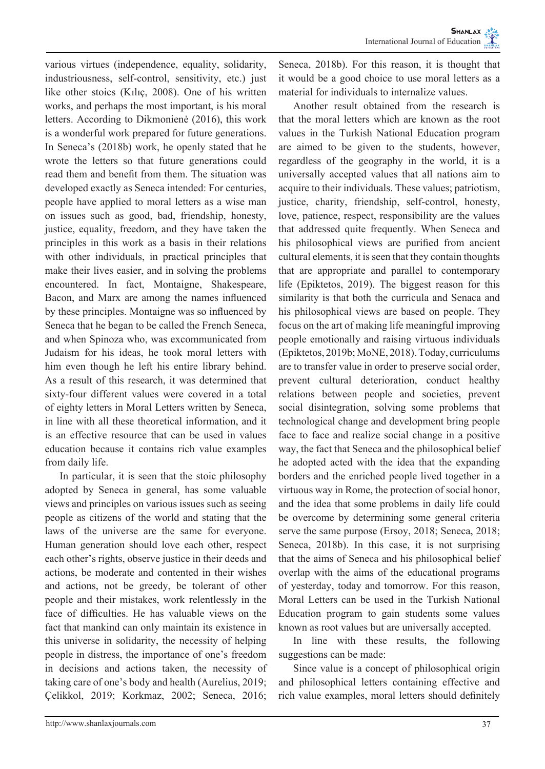various virtues (independence, equality, solidarity, industriousness, self-control, sensitivity, etc.) just like other stoics (Kılıç, 2008). One of his written works, and perhaps the most important, is his moral letters. According to Dikmonienė (2016), this work is a wonderful work prepared for future generations. In Seneca's (2018b) work, he openly stated that he wrote the letters so that future generations could read them and benefit from them. The situation was developed exactly as Seneca intended: For centuries, people have applied to moral letters as a wise man on issues such as good, bad, friendship, honesty, justice, equality, freedom, and they have taken the principles in this work as a basis in their relations with other individuals, in practical principles that make their lives easier, and in solving the problems encountered. In fact, Montaigne, Shakespeare, Bacon, and Marx are among the names influenced by these principles. Montaigne was so influenced by Seneca that he began to be called the French Seneca, and when Spinoza who, was excommunicated from Judaism for his ideas, he took moral letters with him even though he left his entire library behind. As a result of this research, it was determined that sixty-four different values were covered in a total of eighty letters in Moral Letters written by Seneca, in line with all these theoretical information, and it is an effective resource that can be used in values education because it contains rich value examples from daily life.

In particular, it is seen that the stoic philosophy adopted by Seneca in general, has some valuable views and principles on various issues such as seeing people as citizens of the world and stating that the laws of the universe are the same for everyone. Human generation should love each other, respect each other's rights, observe justice in their deeds and actions, be moderate and contented in their wishes and actions, not be greedy, be tolerant of other people and their mistakes, work relentlessly in the face of difficulties. He has valuable views on the fact that mankind can only maintain its existence in this universe in solidarity, the necessity of helping people in distress, the importance of one's freedom in decisions and actions taken, the necessity of taking care of one's body and health (Aurelius, 2019; Çelikkol, 2019; Korkmaz, 2002; Seneca, 2016; Seneca, 2018b). For this reason, it is thought that it would be a good choice to use moral letters as a material for individuals to internalize values.

Another result obtained from the research is that the moral letters which are known as the root values in the Turkish National Education program are aimed to be given to the students, however, regardless of the geography in the world, it is a universally accepted values that all nations aim to acquire to their individuals. These values; patriotism, justice, charity, friendship, self-control, honesty, love, patience, respect, responsibility are the values that addressed quite frequently. When Seneca and his philosophical views are purified from ancient cultural elements, it is seen that they contain thoughts that are appropriate and parallel to contemporary life (Epiktetos, 2019). The biggest reason for this similarity is that both the curricula and Senaca and his philosophical views are based on people. They focus on the art of making life meaningful improving people emotionally and raising virtuous individuals (Epiktetos, 2019b; MoNE, 2018). Today, curriculums are to transfer value in order to preserve social order, prevent cultural deterioration, conduct healthy relations between people and societies, prevent social disintegration, solving some problems that technological change and development bring people face to face and realize social change in a positive way, the fact that Seneca and the philosophical belief he adopted acted with the idea that the expanding borders and the enriched people lived together in a virtuous way in Rome, the protection of social honor, and the idea that some problems in daily life could be overcome by determining some general criteria serve the same purpose (Ersoy, 2018; Seneca, 2018; Seneca, 2018b). In this case, it is not surprising that the aims of Seneca and his philosophical belief overlap with the aims of the educational programs of yesterday, today and tomorrow. For this reason, Moral Letters can be used in the Turkish National Education program to gain students some values known as root values but are universally accepted.

In line with these results, the following suggestions can be made:

Since value is a concept of philosophical origin and philosophical letters containing effective and rich value examples, moral letters should definitely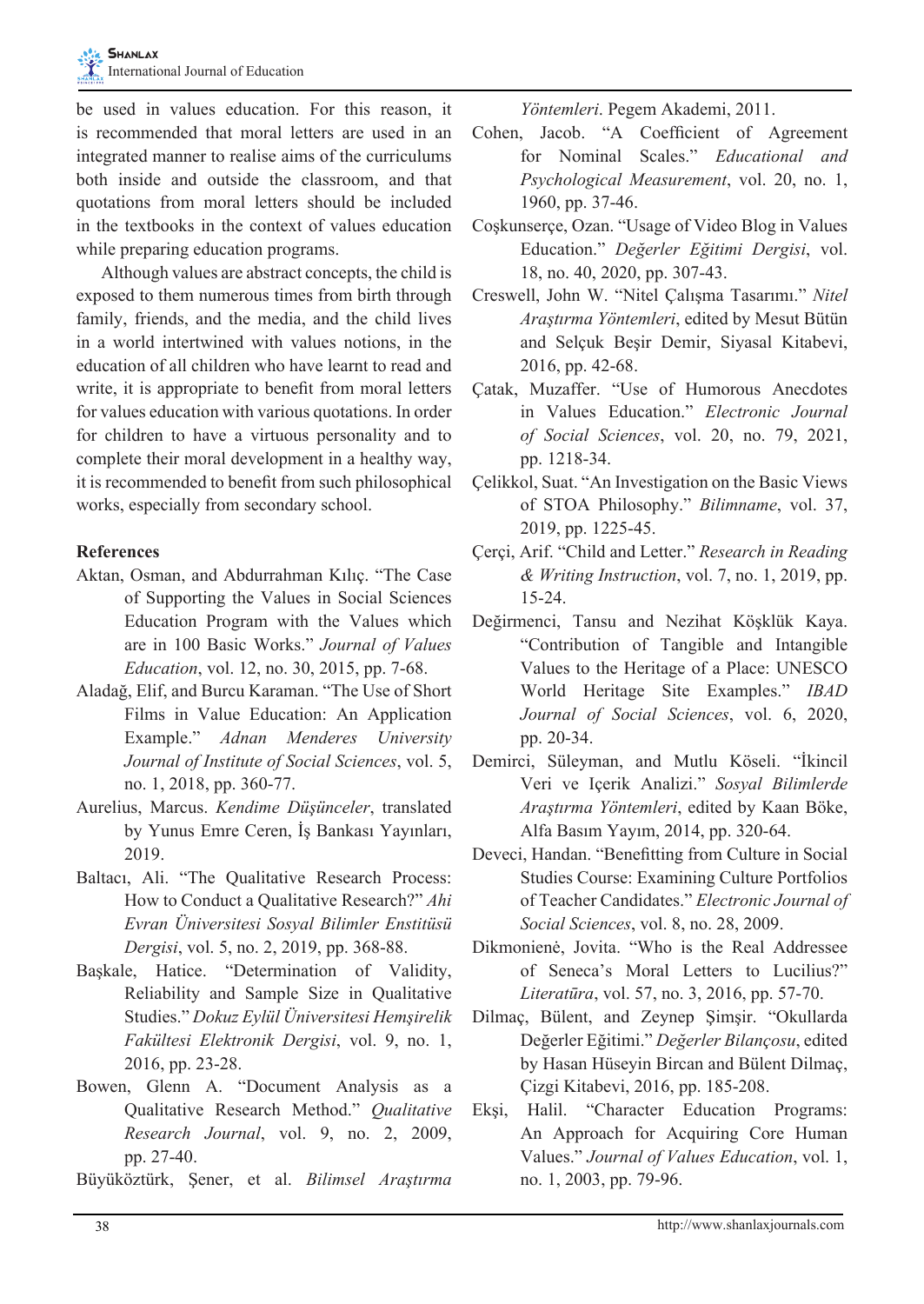be used in values education. For this reason, it is recommended that moral letters are used in an integrated manner to realise aims of the curriculums both inside and outside the classroom, and that quotations from moral letters should be included in the textbooks in the context of values education while preparing education programs.

Although values are abstract concepts, the child is exposed to them numerous times from birth through family, friends, and the media, and the child lives in a world intertwined with values notions, in the education of all children who have learnt to read and write, it is appropriate to benefit from moral letters for values education with various quotations. In order for children to have a virtuous personality and to complete their moral development in a healthy way, it is recommended to benefit from such philosophical works, especially from secondary school.

## References

Aktan, Osman, and Abdurrahman Kılıç. "The Case of Supporting the Values in Social Sciences Education Program with the Values which are in 100 Basic Works." *Journal of Values Education*, vol. 12, no. 30, 2015, pp. 7-68.

Aladağ, Elif, and Burcu Karaman. "The Use of Short Films in Value Education: An Application Example." *Adnan Menderes University Journal of Institute of Social Sciences*, vol. 5, no. 1, 2018, pp. 360-77.

Aurelius, Marcus. *Kendime Düşünceler*, translated by Yunus Emre Ceren, İş Bankası Yayınları, 2019.

Baltacı, Ali. "The Qualitative Research Process: How to Conduct a Qualitative Research?" *Ahi Evran Üniversitesi Sosyal Bilimler Enstitüsü Dergisi*, vol. 5, no. 2, 2019, pp. 368-88.

Başkale, Hatice. "Determination of Validity, Reliability and Sample Size in Qualitative Studies." *Dokuz Eylül Üniversitesi Hemşirelik Fakültesi Elektronik Dergisi*, vol. 9, no. 1, 2016, pp. 23-28.

Bowen, Glenn A. "Document Analysis as a Qualitative Research Method." *Qualitative Research Journal*, vol. 9, no. 2, 2009, pp. 27-40.

Büyüköztürk, Şener, et al. *Bilimsel Araştırma Yöntemleri*. Pegem Akademi, 2011.

Cohen, Jacob. "A Coefficient of Agreement for Nominal Scales." *Educational and Psychological Measurement*, vol. 20, no. 1, 1960, pp. 37-46.

Coşkunserçe, Ozan. "Usage of Video Blog in Values Education." *Değerler Eğitimi Dergisi*, vol. 18, no. 40, 2020, pp. 307-43.

Creswell, John W. "Nitel Çalışma Tasarımı." *Nitel Araştırma Yöntemleri*, edited by Mesut Bütün and Selçuk Beşir Demir, Siyasal Kitabevi, 2016, pp. 42-68.

Çatak, Muzaffer. "Use of Humorous Anecdotes in Values Education." *Electronic Journal of Social Sciences*, vol. 20, no. 79, 2021, pp. 1218-34.

Çelikkol, Suat. "An Investigation on the Basic Views of STOA Philosophy." *Bilimname*, vol. 37, 2019, pp. 1225-45.

Çerçi, Arif. "Child and Letter." *Research in Reading & Writing Instruction*, vol. 7, no. 1, 2019, pp. 15-24.

Değirmenci, Tansu and Nezihat Köşklük Kaya. "Contribution of Tangible and Intangible Values to the Heritage of a Place: UNESCO World Heritage Site Examples." *IBAD Journal of Social Sciences*, vol. 6, 2020, pp. 20-34.

Demirci, Süleyman, and Mutlu Köseli. "İkincil Veri ve Içerik Analizi." *Sosyal Bilimlerde Araştırma Yöntemleri*, edited by Kaan Böke, Alfa Basım Yayım, 2014, pp. 320-64.

Deveci, Handan. "Benefitting from Culture in Social Studies Course: Examining Culture Portfolios of Teacher Candidates." *Electronic Journal of Social Sciences*, vol. 8, no. 28, 2009.

Dikmonienė, Jovita. "Who is the Real Addressee of Seneca's Moral Letters to Lucilius?" *Literatūra*, vol. 57, no. 3, 2016, pp. 57-70.

Dilmaç, Bülent, and Zeynep Şimşir. "Okullarda Değerler Eğitimi." *Değerler Bilançosu*, edited by Hasan Hüseyin Bircan and Bülent Dilmaç, Çizgi Kitabevi, 2016, pp. 185-208.

Ekşi, Halil. "Character Education Programs: An Approach for Acquiring Core Human Values." *Journal of Values Education*, vol. 1, no. 1, 2003, pp. 79-96.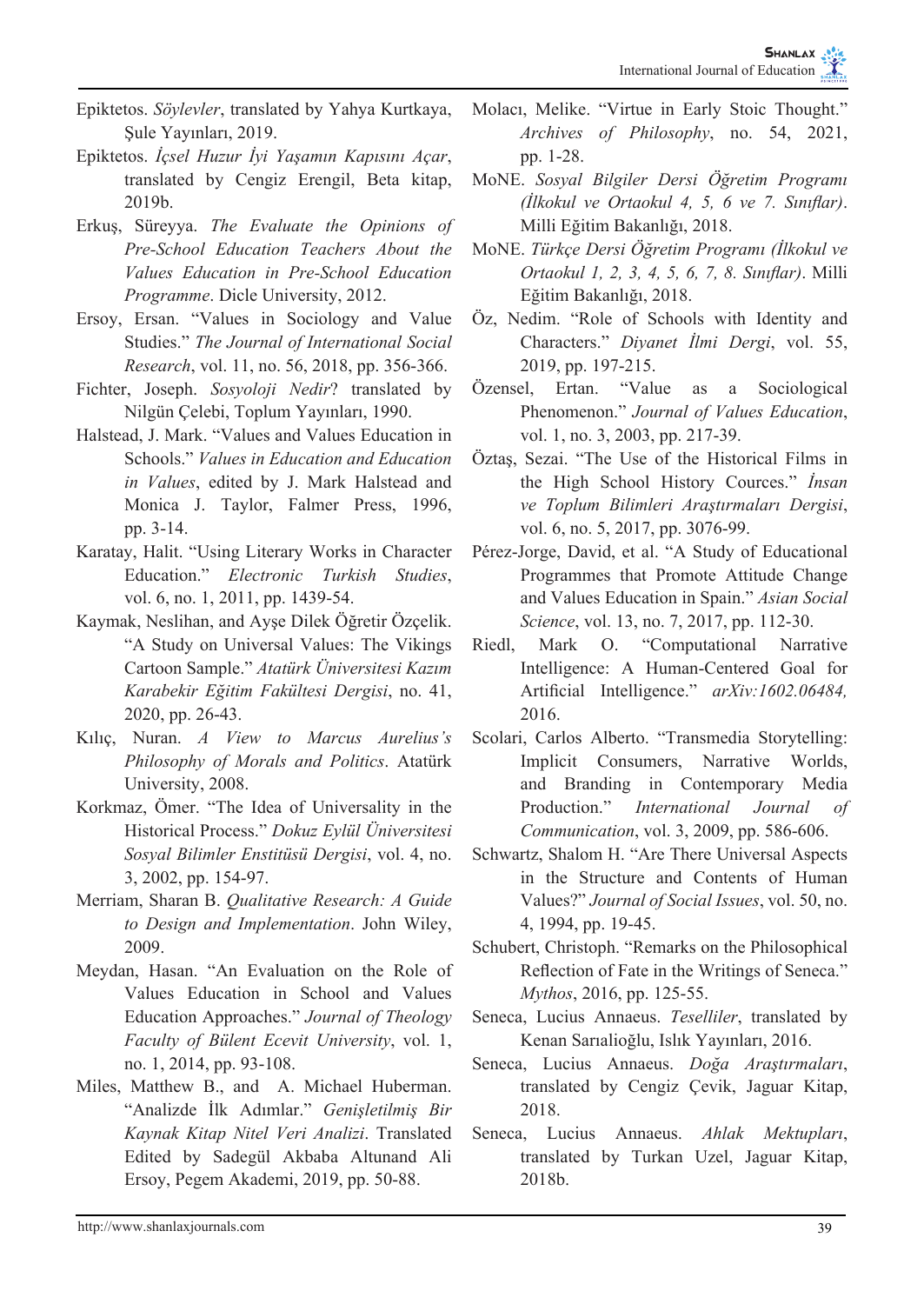Epiktetos. *Söylevler*, translated by Yahya Kurtkaya, Şule Yayınları, 2019.

Epiktetos. *İçsel Huzur İyi Yaşamın Kapısını Açar*, translated by Cengiz Erengil, Beta kitap, 2019b.

Erkuş, Süreyya. *The Evaluate the Opinions of Pre-School Education Teachers About the Values Education in Pre-School Education Programme*. Dicle University, 2012.

Ersoy, Ersan. "Values in Sociology and Value Studies." *The Journal of International Social Research*, vol. 11, no. 56, 2018, pp. 356-366.

Fichter, Joseph. *Sosyoloji Nedir*? translated by Nilgün Çelebi, Toplum Yayınları, 1990.

Halstead, J. Mark. "Values and Values Education in Schools." *Values in Education and Education in Values*, edited by J. Mark Halstead and Monica J. Taylor, Falmer Press, 1996, pp. 3-14.

Karatay, Halit. "Using Literary Works in Character Education." *Electronic Turkish Studies*, vol. 6, no. 1, 2011, pp. 1439-54.

Kaymak, Neslihan, and Ayşe Dilek Öğretir Özçelik. "A Study on Universal Values: The Vikings Cartoon Sample." *Atatürk Üniversitesi Kazım Karabekir Eğitim Fakültesi Dergisi*, no. 41, 2020, pp. 26-43.

Kılıç, Nuran. *A View to Marcus Aurelius's Philosophy of Morals and Politics*. Atatürk University, 2008.

Korkmaz, Ömer. "The Idea of Universality in the Historical Process." *Dokuz Eylül Üniversitesi Sosyal Bilimler Enstitüsü Dergisi*, vol. 4, no. 3, 2002, pp. 154-97.

Merriam, Sharan B. *Qualitative Research: A Guide to Design and Implementation*. John Wiley, 2009.

Meydan, Hasan. "An Evaluation on the Role of Values Education in School and Values Education Approaches." *Journal of Theology Faculty of Bülent Ecevit University*, vol. 1, no. 1, 2014, pp. 93-108.

Miles, Matthew B., and A. Michael Huberman. "Analizde İlk Adımlar." *Genişletilmiş Bir Kaynak Kitap Nitel Veri Analizi*. Translated Edited by Sadegül Akbaba Altunand Ali Ersoy, Pegem Akademi, 2019, pp. 50-88.

Molacı, Melike. "Virtue in Early Stoic Thought." *Archives of Philosophy*, no. 54, 2021, pp. 1-28.

MoNE. *Sosyal Bilgiler Dersi Öğretim Programı (İlkokul ve Ortaokul 4, 5, 6 ve 7. Sınıflar)*. Milli Eğitim Bakanlığı, 2018.

MoNE. *Türkçe Dersi Öğretim Programı (İlkokul ve Ortaokul 1, 2, 3, 4, 5, 6, 7, 8. Sınıflar)*. Milli Eğitim Bakanlığı, 2018.

Öz, Nedim. "Role of Schools with Identity and Characters." *Diyanet İlmi Dergi*, vol. 55, 2019, pp. 197-215.

Özensel, Ertan. "Value as a Sociological Phenomenon." *Journal of Values Education*, vol. 1, no. 3, 2003, pp. 217-39.

Öztaş, Sezai. "The Use of the Historical Films in the High School History Cources." *İnsan ve Toplum Bilimleri Araştırmaları Dergisi*, vol. 6, no. 5, 2017, pp. 3076-99.

Pérez-Jorge, David, et al. "A Study of Educational Programmes that Promote Attitude Change and Values Education in Spain." *Asian Social Science*, vol. 13, no. 7, 2017, pp. 112-30.

Riedl, Mark O. "Computational Narrative Intelligence: A Human-Centered Goal for Artificial Intelligence." *arXiv:1602.06484,* 2016.

Scolari, Carlos Alberto. "Transmedia Storytelling: Implicit Consumers, Narrative Worlds, and Branding in Contemporary Media Production." *International Journal of Communication*, vol. 3, 2009, pp. 586-606.

Schwartz, Shalom H. "Are There Universal Aspects in the Structure and Contents of Human Values?" *Journal of Social Issues*, vol. 50, no. 4, 1994, pp. 19-45.

Schubert, Christoph. "Remarks on the Philosophical Reflection of Fate in the Writings of Seneca." *Mythos*, 2016, pp. 125-55.

Seneca, Lucius Annaeus. *Teselliler*, translated by Kenan Sarıalioğlu, Islık Yayınları, 2016.

Seneca, Lucius Annaeus. *Doğa Araştırmaları*, translated by Cengiz Çevik, Jaguar Kitap, 2018.

Seneca, Lucius Annaeus. *Ahlak Mektupları*, translated by Turkan Uzel, Jaguar Kitap, 2018b.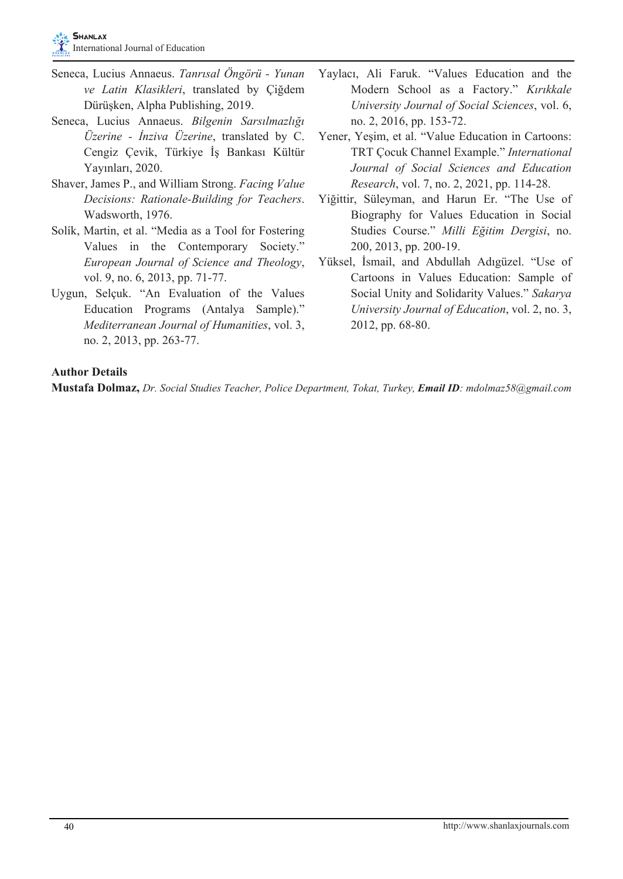Seneca, Lucius Annaeus. *Tanrısal Öngörü - Yunan ve Latin Klasikleri*, translated by Çiğdem Dürüşken, Alpha Publishing, 2019.

Seneca, Lucius Annaeus. *Bilgenin Sarsılmazlığı Üzerine - İnziva Üzerine*, translated by C. Cengiz Çevik, Türkiye İş Bankası Kültür Yayınları, 2020.

Shaver, James P., and William Strong. *Facing Value Decisions: Rationale-Building for Teachers*. Wadsworth, 1976.

Solík, Martin, et al. "Media as a Tool for Fostering Values in the Contemporary Society." *European Journal of Science and Theology*, vol. 9, no. 6, 2013, pp. 71-77.

Uygun, Selçuk. "An Evaluation of the Values Education Programs (Antalya Sample)." *Mediterranean Journal of Humanities*, vol. 3, no. 2, 2013, pp. 263-77.

Yaylacı, Ali Faruk. "Values Education and the Modern School as a Factory." *Kırıkkale University Journal of Social Sciences*, vol. 6, no. 2, 2016, pp. 153-72.

Yener, Yeşim, et al. "Value Education in Cartoons: TRT Çocuk Channel Example." *International Journal of Social Sciences and Education Research*, vol. 7, no. 2, 2021, pp. 114-28.

Yiğittir, Süleyman, and Harun Er. "The Use of Biography for Values Education in Social Studies Course." *Milli Eğitim Dergisi*, no. 200, 2013, pp. 200-19.

Yüksel, İsmail, and Abdullah Adıgüzel. "Use of Cartoons in Values Education: Sample of Social Unity and Solidarity Values." *Sakarya University Journal of Education*, vol. 2, no. 3, 2012, pp. 68-80.

**Author Details**

**Mustafa Dolmaz,** *Dr. Social Studies Teacher, Police Department, Tokat, Turkey,* ***Email ID****: mdolmaz58@gmail.com*